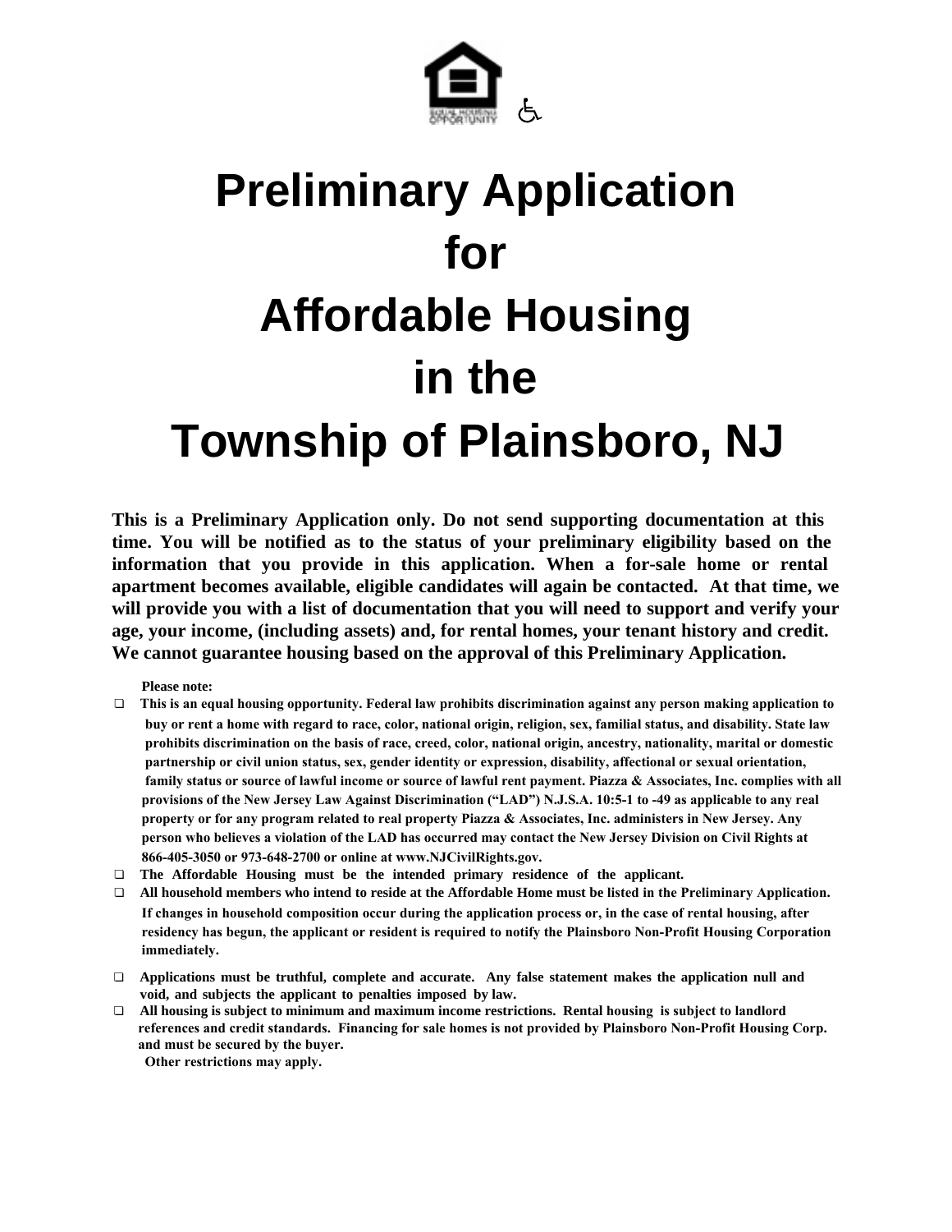# Preliminary Application for Affordable Housing in the Township of Plainsboro, NJ

**This is a Preliminary Application only. Do not send supporting documentation at this time. You will be notified as to the status of your preliminary eligibility based on the information that you provide in this application. When a for-sale home or rental apartment becomes available, eligible candidates will again be contacted. At that time, we will provide you with a list of documentation that you will need to support and verify your age, your income, (including assets) and, for rental homes, your tenant history and credit. We cannot guarantee housing based on the approval of this Preliminary Application.**

**Please note:**

- **This is an equal housing opportunity. Federal law prohibits discrimination against any person making application to buy or rent a home with regard to race, color, national origin, religion, sex, familial status, and disability. State law prohibits discrimination on the basis of race, creed, color, national origin, ancestry, nationality, marital or domestic partnership or civil union status, sex, gender identity or expression, disability, affectional or sexual orientation, family status or source of lawful income or source of lawful rent payment. Piazza & Associates, Inc. complies with all provisions of the New Jersey Law Against Discrimination ("LAD") N.J.S.A. 10:5-1 to -49 as applicable to any real property or for any program related to real property Piazza & Associates, Inc. administers in New Jersey. Any person who believes a violation of the LAD has occurred may contact the New Jersey Division on Civil Rights at 866-405-3050 or 973-648-2700 or online at www.NJCivilRights.gov.**
- **The Affordable Housing must be the intended primary residence of the applicant.**
- **All household members who intend to reside at the Affordable Home must be listed in the Preliminary Application. If changes in household composition occur during the application process or, in the case of rental housing, after residency has begun, the applicant or resident is required to notify the Plainsboro Non-Profit Housing Corporation immediately.**
- **Applications must be truthful, complete and accurate. Any false statement makes the application null and void, and subjects the applicant to penalties imposed by law.**
- **All housing is subject to minimum and maximum income restrictions. Rental housing is subject to landlord references and credit standards. Financing for sale homes is not provided by Plainsboro Non-Profit Housing Corp. and must be secured by the buyer.**
  **Other restrictions may apply.**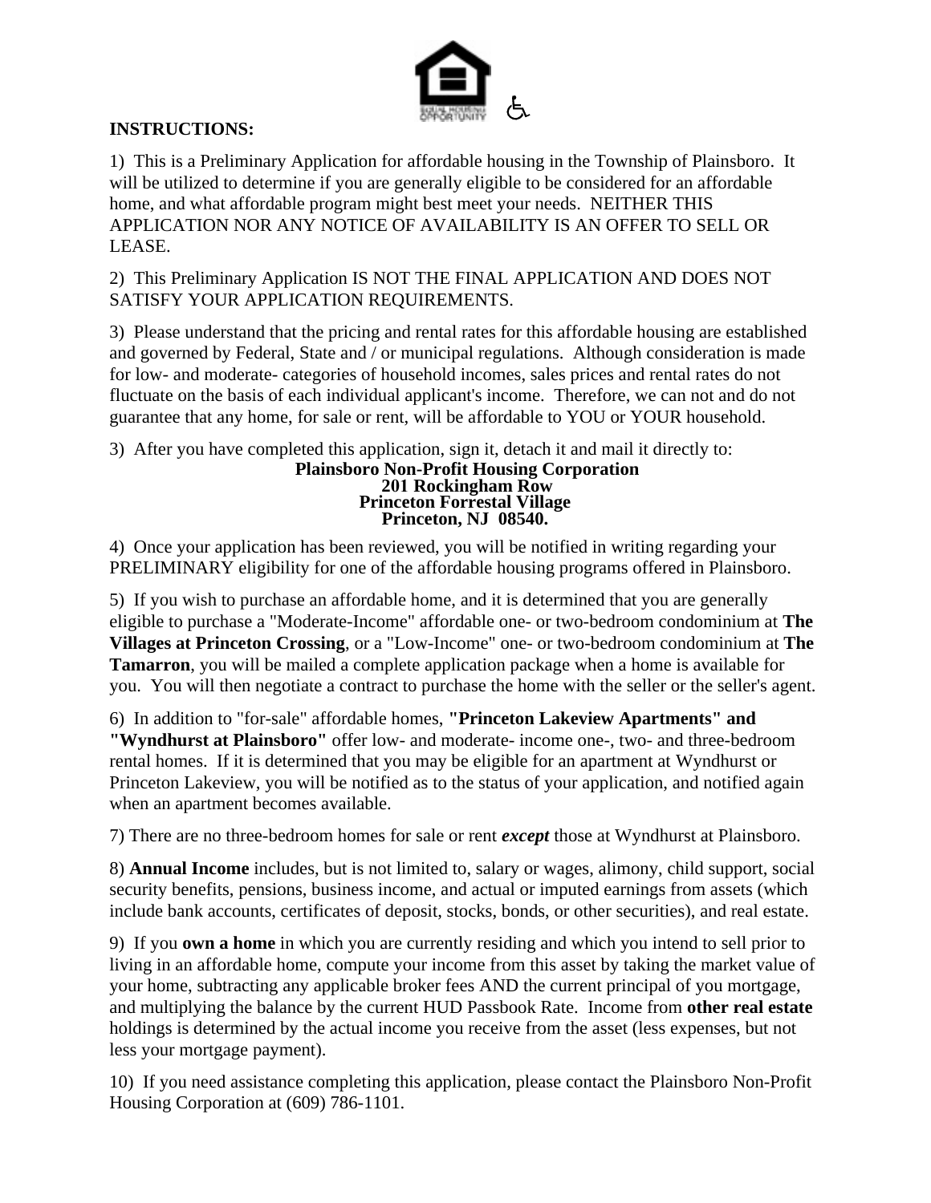**INSTRUCTIONS:**

1) This is a Preliminary Application for affordable housing in the Township of Plainsboro. It will be utilized to determine if you are generally eligible to be considered for an affordable home, and what affordable program might best meet your needs. NEITHER THIS APPLICATION NOR ANY NOTICE OF AVAILABILITY IS AN OFFER TO SELL OR LEASE.

2) This Preliminary Application IS NOT THE FINAL APPLICATION AND DOES NOT SATISFY YOUR APPLICATION REQUIREMENTS.

3) Please understand that the pricing and rental rates for this affordable housing are established and governed by Federal, State and / or municipal regulations. Although consideration is made for low- and moderate- categories of household incomes, sales prices and rental rates do not fluctuate on the basis of each individual applicant's income. Therefore, we can not and do not guarantee that any home, for sale or rent, will be affordable to YOU or YOUR household.

3) After you have completed this application, sign it, detach it and mail it directly to:

**Plainsboro Non-Profit Housing Corporation**
**201 Rockingham Row**
**Princeton Forrestal Village**
**Princeton, NJ 08540.**

4) Once your application has been reviewed, you will be notified in writing regarding your PRELIMINARY eligibility for one of the affordable housing programs offered in Plainsboro.

5) If you wish to purchase an affordable home, and it is determined that you are generally eligible to purchase a "Moderate-Income" affordable one- or two-bedroom condominium at **The Villages at Princeton Crossing**, or a "Low-Income" one- or two-bedroom condominium at **The Tamarron**, you will be mailed a complete application package when a home is available for you. You will then negotiate a contract to purchase the home with the seller or the seller's agent.

6) In addition to "for-sale" affordable homes, **"Princeton Lakeview Apartments" and "Wyndhurst at Plainsboro"** offer low- and moderate- income one-, two- and three-bedroom rental homes. If it is determined that you may be eligible for an apartment at Wyndhurst or Princeton Lakeview, you will be notified as to the status of your application, and notified again when an apartment becomes available.

7) There are no three-bedroom homes for sale or rent ***except*** those at Wyndhurst at Plainsboro.

8) **Annual Income** includes, but is not limited to, salary or wages, alimony, child support, social security benefits, pensions, business income, and actual or imputed earnings from assets (which include bank accounts, certificates of deposit, stocks, bonds, or other securities), and real estate.

9) If you **own a home** in which you are currently residing and which you intend to sell prior to living in an affordable home, compute your income from this asset by taking the market value of your home, subtracting any applicable broker fees AND the current principal of you mortgage, and multiplying the balance by the current HUD Passbook Rate. Income from **other real estate** holdings is determined by the actual income you receive from the asset (less expenses, but not less your mortgage payment).

10) If you need assistance completing this application, please contact the Plainsboro Non-Profit Housing Corporation at (609) 786-1101.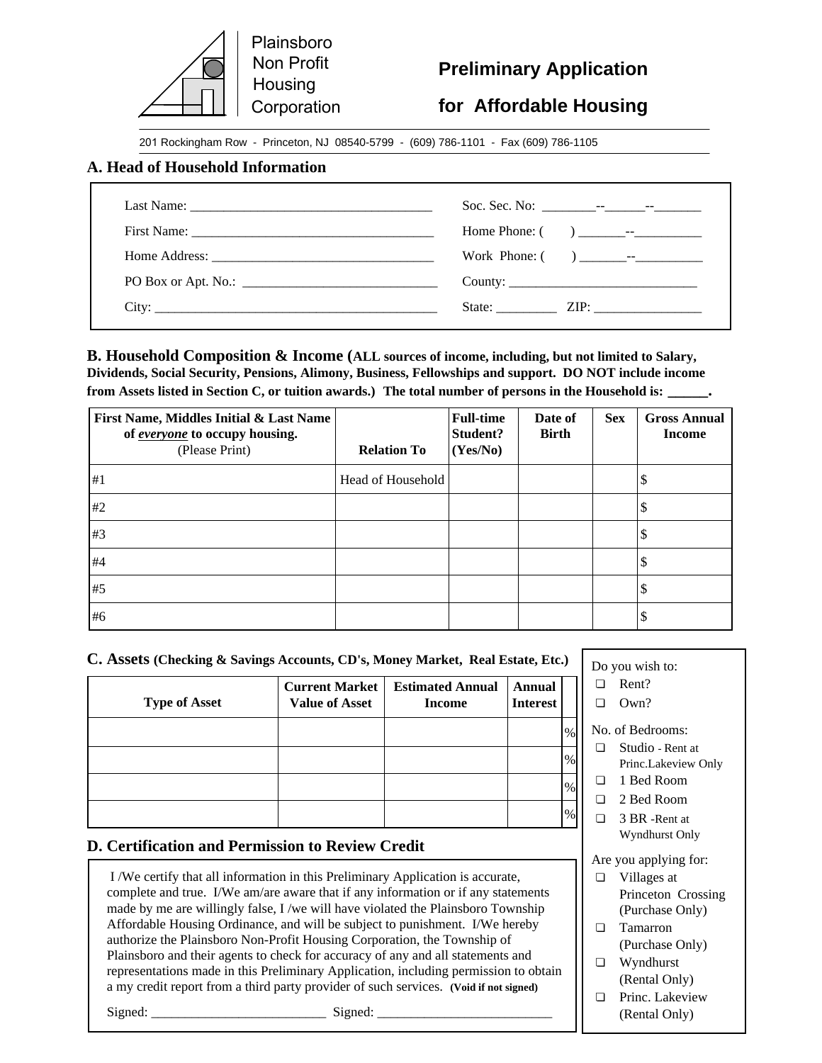Plainsboro Non Profit Housing Corporation

# Preliminary Application for Affordable Housing

201 Rockingham Row - Princeton, NJ 08540-5799 - (609) 786-1101 - Fax (609) 786-1105

## A. Head of Household Information

Last Name: ____________________________________ Soc. Sec. No: ________--______--_______

First Name: ____________________________________ Home Phone: ( ) _______--__________

Home Address: __________________________________ Work Phone: ( ) _______--__________

PO Box or Apt. No.: _____________________________ County: ____________________________

City: __________________________________________ State: _________ ZIP: ________________

## B. Household Composition & Income (ALL sources of income, including, but not limited to Salary, Dividends, Social Security, Pensions, Alimony, Business, Fellowships and support. DO NOT include income from Assets listed in Section C, or tuition awards.) The total number of persons in the Household is: ______.

| **First Name, Middles Initial & Last Name of *everyone* to occupy housing.** (Please Print) | **Relation To** | **Full-time Student? (Yes/No)** | **Date of Birth** | **Sex** | **Gross Annual Income** |
|---|---|---|---|---|---|
| #1 | Head of Household | | | | $ |
| #2 | | | | | $ |
| #3 | | | | | $ |
| #4 | | | | | $ |
| #5 | | | | | $ |
| #6 | | | | | $ |

## C. Assets (Checking & Savings Accounts, CD's, Money Market, Real Estate, Etc.)

| **Type of Asset** | **Current Market Value of Asset** | **Estimated Annual Income** | **Annual Interest** | |
|---|---|---|---|---|
| | | | | % |
| | | | | % |
| | | | | % |
| | | | | % |

Do you wish to:
- ❑ Rent?
- ❑ Own?

No. of Bedrooms:
- ❑ Studio - Rent at Princ.Lakeview Only
- ❑ 1 Bed Room
- ❑ 2 Bed Room
- ❑ 3 BR -Rent at Wyndhurst Only

Are you applying for:
- ❑ Villages at Princeton Crossing (Purchase Only)
- ❑ Tamarron (Purchase Only)
- ❑ Wyndhurst (Rental Only)
- ❑ Princ. Lakeview (Rental Only)

## D. Certification and Permission to Review Credit

I /We certify that all information in this Preliminary Application is accurate, complete and true. I/We am/are aware that if any information or if any statements made by me are willingly false, I /we will have violated the Plainsboro Township Affordable Housing Ordinance, and will be subject to punishment. I/We hereby authorize the Plainsboro Non-Profit Housing Corporation, the Township of Plainsboro and their agents to check for accuracy of any and all statements and representations made in this Preliminary Application, including permission to obtain a my credit report from a third party provider of such services. **(Void if not signed)**

Signed: __________________________ Signed: __________________________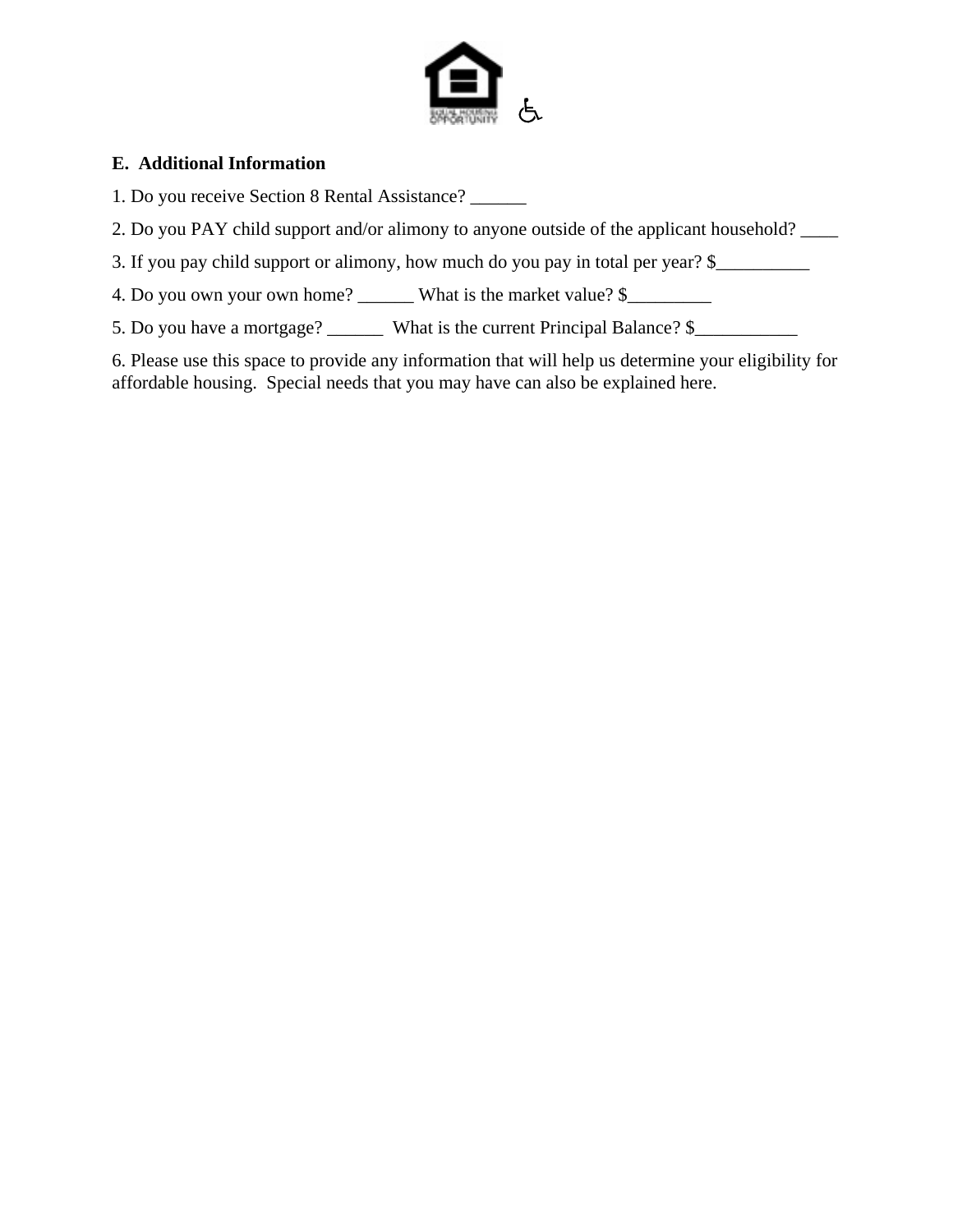## E. Additional Information

1. Do you receive Section 8 Rental Assistance? ______

2. Do you PAY child support and/or alimony to anyone outside of the applicant household? ____

3. If you pay child support or alimony, how much do you pay in total per year? $__________

4. Do you own your own home? ______ What is the market value? $_________

5. Do you have a mortgage? ______ What is the current Principal Balance? $___________

6. Please use this space to provide any information that will help us determine your eligibility for affordable housing. Special needs that you may have can also be explained here.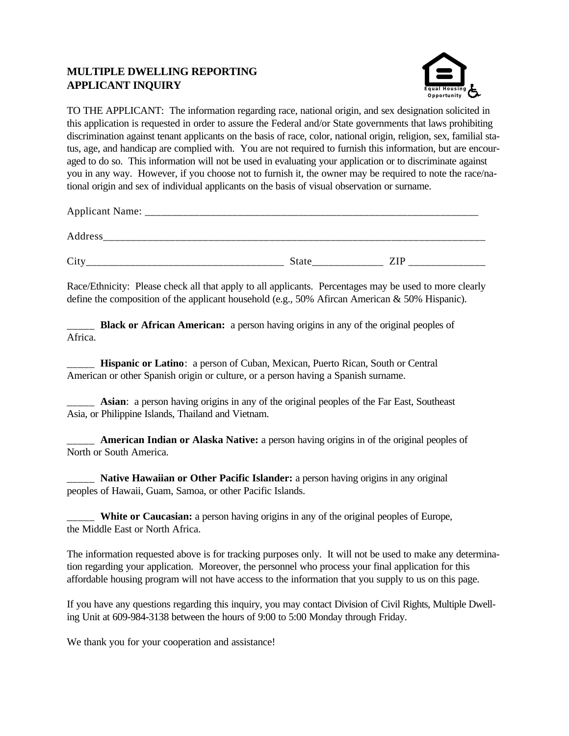# MULTIPLE DWELLING REPORTING APPLICANT INQUIRY

Equal Housing Opportunity

TO THE APPLICANT: The information regarding race, national origin, and sex designation solicited in this application is requested in order to assure the Federal and/or State governments that laws prohibiting discrimination against tenant applicants on the basis of race, color, national origin, religion, sex, familial status, age, and handicap are complied with. You are not required to furnish this information, but are encouraged to do so. This information will not be used in evaluating your application or to discriminate against you in any way. However, if you choose not to furnish it, the owner may be required to note the race/national origin and sex of individual applicants on the basis of visual observation or surname.

Applicant Name: _______________________________________________________________

Address_______________________________________________________________________

City___________________________________ State_____________ ZIP ______________

Race/Ethnicity: Please check all that apply to all applicants. Percentages may be used to more clearly define the composition of the applicant household (e.g., 50% Afircan American & 50% Hispanic).

_____ **Black or African American:** a person having origins in any of the original peoples of Africa.

_____ **Hispanic or Latino**: a person of Cuban, Mexican, Puerto Rican, South or Central American or other Spanish origin or culture, or a person having a Spanish surname.

_____ **Asian**: a person having origins in any of the original peoples of the Far East, Southeast Asia, or Philippine Islands, Thailand and Vietnam.

_____ **American Indian or Alaska Native:** a person having origins in of the original peoples of North or South America.

_____ **Native Hawaiian or Other Pacific Islander:** a person having origins in any original peoples of Hawaii, Guam, Samoa, or other Pacific Islands.

_____ **White or Caucasian:** a person having origins in any of the original peoples of Europe, the Middle East or North Africa.

The information requested above is for tracking purposes only. It will not be used to make any determination regarding your application. Moreover, the personnel who process your final application for this affordable housing program will not have access to the information that you supply to us on this page.

If you have any questions regarding this inquiry, you may contact Division of Civil Rights, Multiple Dwelling Unit at 609-984-3138 between the hours of 9:00 to 5:00 Monday through Friday.

We thank you for your cooperation and assistance!